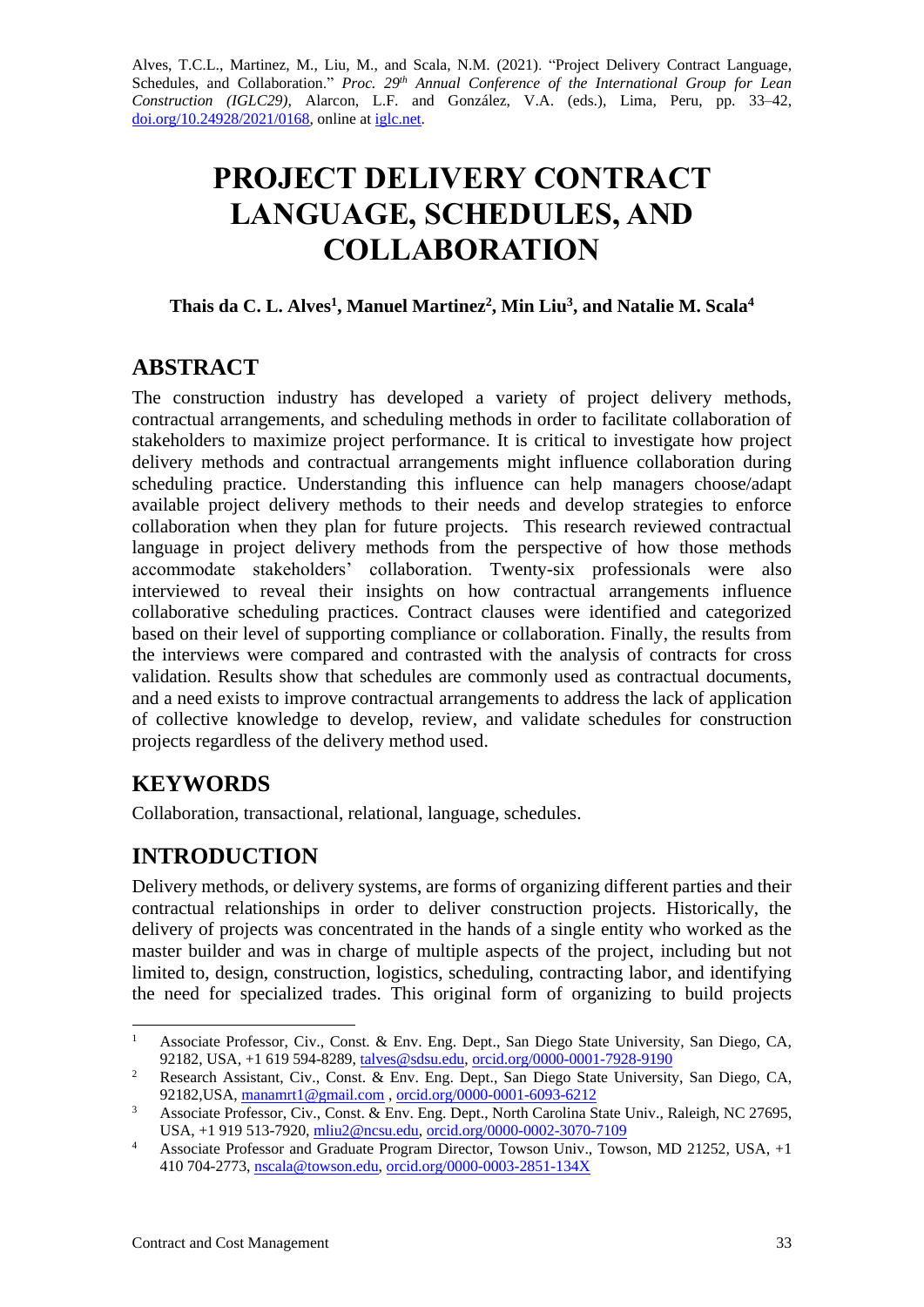Alves, T.C.L., Martinez, M., Liu, M., and Scala, N.M. (2021). "Project Delivery Contract Language, Schedules, and Collaboration." *Proc. 29th Annual Conference of the International Group for Lean Construction (IGLC29),* Alarcon, L.F. and González, V.A. (eds.), Lima, Peru, pp. 33–42, doi.org/10.24928/2021/0168, online at iglc.net.

# PROJECT DELIVERY CONTRACT LANGUAGE, SCHEDULES, AND COLLABORATION

**Thais da C. L. Alves[1], Manuel Martinez[2], Min Liu[3], and Natalie M. Scala[4]**

## ABSTRACT

The construction industry has developed a variety of project delivery methods, contractual arrangements, and scheduling methods in order to facilitate collaboration of stakeholders to maximize project performance. It is critical to investigate how project delivery methods and contractual arrangements might influence collaboration during scheduling practice. Understanding this influence can help managers choose/adapt available project delivery methods to their needs and develop strategies to enforce collaboration when they plan for future projects. This research reviewed contractual language in project delivery methods from the perspective of how those methods accommodate stakeholders' collaboration. Twenty-six professionals were also interviewed to reveal their insights on how contractual arrangements influence collaborative scheduling practices. Contract clauses were identified and categorized based on their level of supporting compliance or collaboration. Finally, the results from the interviews were compared and contrasted with the analysis of contracts for cross validation. Results show that schedules are commonly used as contractual documents, and a need exists to improve contractual arrangements to address the lack of application of collective knowledge to develop, review, and validate schedules for construction projects regardless of the delivery method used.

## KEYWORDS

Collaboration, transactional, relational, language, schedules.

## INTRODUCTION

Delivery methods, or delivery systems, are forms of organizing different parties and their contractual relationships in order to deliver construction projects. Historically, the delivery of projects was concentrated in the hands of a single entity who worked as the master builder and was in charge of multiple aspects of the project, including but not limited to, design, construction, logistics, scheduling, contracting labor, and identifying the need for specialized trades. This original form of organizing to build projects

---

[1] Associate Professor, Civ., Const. & Env. Eng. Dept., San Diego State University, San Diego, CA, 92182, USA, +1 619 594-8289, talves@sdsu.edu, orcid.org/0000-0001-7928-9190

[2] Research Assistant, Civ., Const. & Env. Eng. Dept., San Diego State University, San Diego, CA, 92182,USA, manamrt1@gmail.com , orcid.org/0000-0001-6093-6212

[3] Associate Professor, Civ., Const. & Env. Eng. Dept., North Carolina State Univ., Raleigh, NC 27695, USA, +1 919 513-7920, mliu2@ncsu.edu, orcid.org/0000-0002-3070-7109

[4] Associate Professor and Graduate Program Director, Towson Univ., Towson, MD 21252, USA, +1 410 704-2773, nscala@towson.edu, orcid.org/0000-0003-2851-134X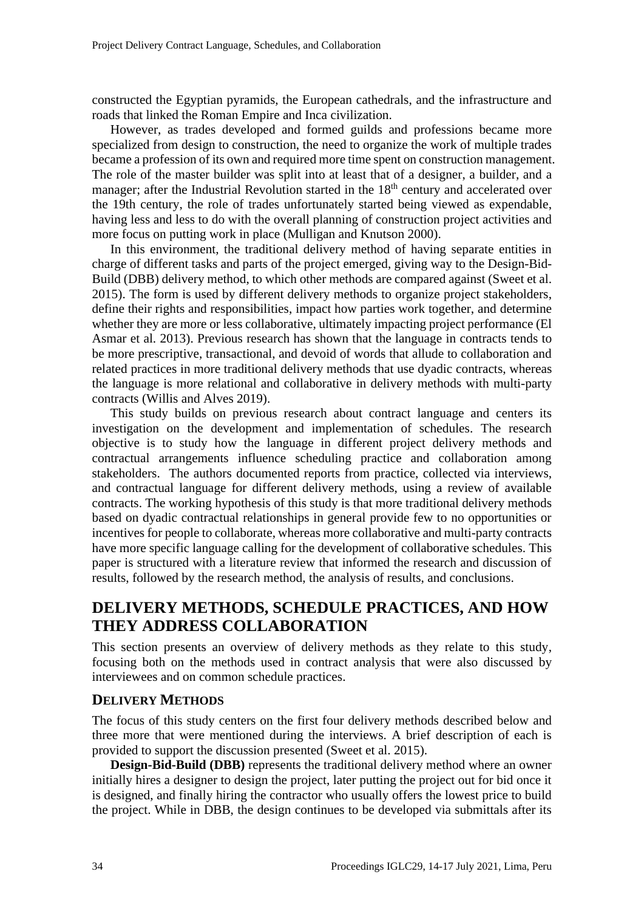constructed the Egyptian pyramids, the European cathedrals, and the infrastructure and roads that linked the Roman Empire and Inca civilization.

However, as trades developed and formed guilds and professions became more specialized from design to construction, the need to organize the work of multiple trades became a profession of its own and required more time spent on construction management. The role of the master builder was split into at least that of a designer, a builder, and a manager; after the Industrial Revolution started in the 18th century and accelerated over the 19th century, the role of trades unfortunately started being viewed as expendable, having less and less to do with the overall planning of construction project activities and more focus on putting work in place (Mulligan and Knutson 2000).

In this environment, the traditional delivery method of having separate entities in charge of different tasks and parts of the project emerged, giving way to the Design-Bid-Build (DBB) delivery method, to which other methods are compared against (Sweet et al. 2015). The form is used by different delivery methods to organize project stakeholders, define their rights and responsibilities, impact how parties work together, and determine whether they are more or less collaborative, ultimately impacting project performance (El Asmar et al. 2013). Previous research has shown that the language in contracts tends to be more prescriptive, transactional, and devoid of words that allude to collaboration and related practices in more traditional delivery methods that use dyadic contracts, whereas the language is more relational and collaborative in delivery methods with multi-party contracts (Willis and Alves 2019).

This study builds on previous research about contract language and centers its investigation on the development and implementation of schedules. The research objective is to study how the language in different project delivery methods and contractual arrangements influence scheduling practice and collaboration among stakeholders. The authors documented reports from practice, collected via interviews, and contractual language for different delivery methods, using a review of available contracts. The working hypothesis of this study is that more traditional delivery methods based on dyadic contractual relationships in general provide few to no opportunities or incentives for people to collaborate, whereas more collaborative and multi-party contracts have more specific language calling for the development of collaborative schedules. This paper is structured with a literature review that informed the research and discussion of results, followed by the research method, the analysis of results, and conclusions.

## DELIVERY METHODS, SCHEDULE PRACTICES, AND HOW THEY ADDRESS COLLABORATION

This section presents an overview of delivery methods as they relate to this study, focusing both on the methods used in contract analysis that were also discussed by interviewees and on common schedule practices.

### DELIVERY METHODS

The focus of this study centers on the first four delivery methods described below and three more that were mentioned during the interviews. A brief description of each is provided to support the discussion presented (Sweet et al. 2015).

**Design-Bid-Build (DBB)** represents the traditional delivery method where an owner initially hires a designer to design the project, later putting the project out for bid once it is designed, and finally hiring the contractor who usually offers the lowest price to build the project. While in DBB, the design continues to be developed via submittals after its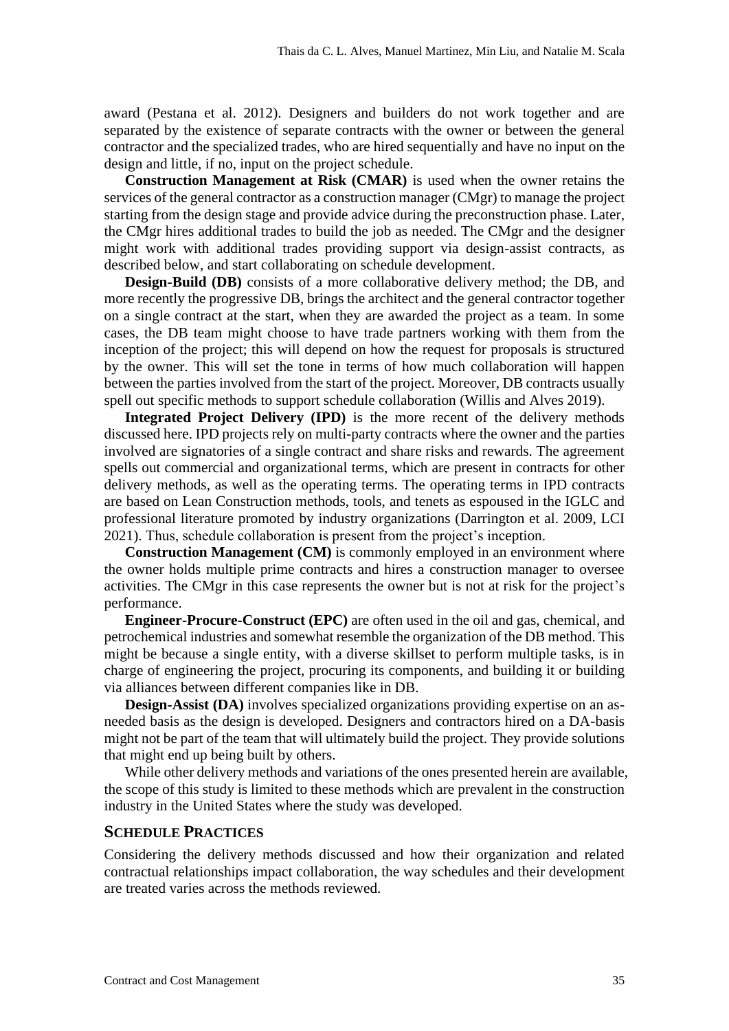award (Pestana et al. 2012). Designers and builders do not work together and are separated by the existence of separate contracts with the owner or between the general contractor and the specialized trades, who are hired sequentially and have no input on the design and little, if no, input on the project schedule.

**Construction Management at Risk (CMAR)** is used when the owner retains the services of the general contractor as a construction manager (CMgr) to manage the project starting from the design stage and provide advice during the preconstruction phase. Later, the CMgr hires additional trades to build the job as needed. The CMgr and the designer might work with additional trades providing support via design-assist contracts, as described below, and start collaborating on schedule development.

**Design-Build (DB)** consists of a more collaborative delivery method; the DB, and more recently the progressive DB, brings the architect and the general contractor together on a single contract at the start, when they are awarded the project as a team. In some cases, the DB team might choose to have trade partners working with them from the inception of the project; this will depend on how the request for proposals is structured by the owner. This will set the tone in terms of how much collaboration will happen between the parties involved from the start of the project. Moreover, DB contracts usually spell out specific methods to support schedule collaboration (Willis and Alves 2019).

**Integrated Project Delivery (IPD)** is the more recent of the delivery methods discussed here. IPD projects rely on multi-party contracts where the owner and the parties involved are signatories of a single contract and share risks and rewards. The agreement spells out commercial and organizational terms, which are present in contracts for other delivery methods, as well as the operating terms. The operating terms in IPD contracts are based on Lean Construction methods, tools, and tenets as espoused in the IGLC and professional literature promoted by industry organizations (Darrington et al. 2009, LCI 2021). Thus, schedule collaboration is present from the project's inception.

**Construction Management (CM)** is commonly employed in an environment where the owner holds multiple prime contracts and hires a construction manager to oversee activities. The CMgr in this case represents the owner but is not at risk for the project's performance.

**Engineer-Procure-Construct (EPC)** are often used in the oil and gas, chemical, and petrochemical industries and somewhat resemble the organization of the DB method. This might be because a single entity, with a diverse skillset to perform multiple tasks, is in charge of engineering the project, procuring its components, and building it or building via alliances between different companies like in DB.

**Design-Assist (DA)** involves specialized organizations providing expertise on an as-needed basis as the design is developed. Designers and contractors hired on a DA-basis might not be part of the team that will ultimately build the project. They provide solutions that might end up being built by others.

While other delivery methods and variations of the ones presented herein are available, the scope of this study is limited to these methods which are prevalent in the construction industry in the United States where the study was developed.

## SCHEDULE PRACTICES

Considering the delivery methods discussed and how their organization and related contractual relationships impact collaboration, the way schedules and their development are treated varies across the methods reviewed.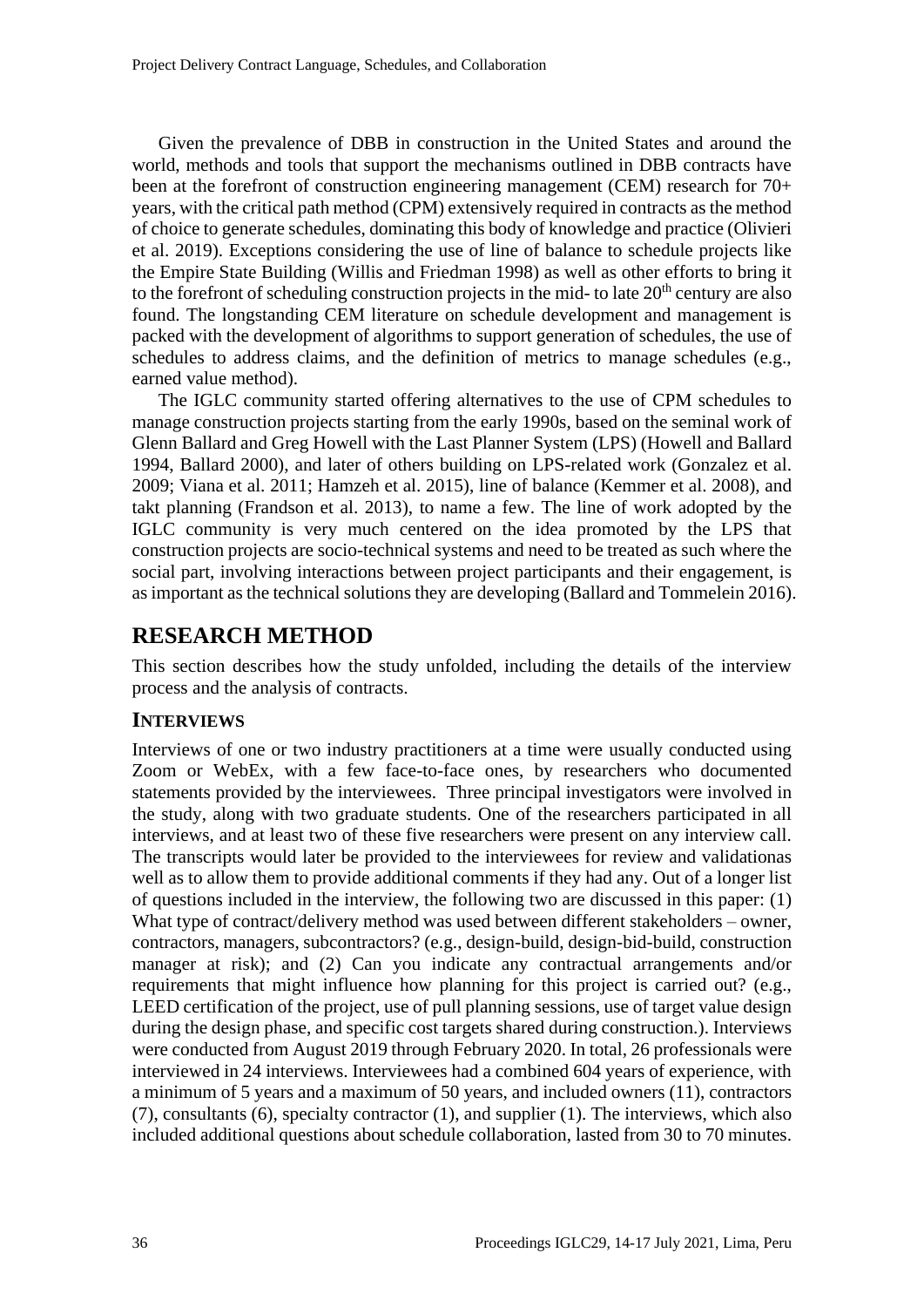Given the prevalence of DBB in construction in the United States and around the world, methods and tools that support the mechanisms outlined in DBB contracts have been at the forefront of construction engineering management (CEM) research for 70+ years, with the critical path method (CPM) extensively required in contracts as the method of choice to generate schedules, dominating this body of knowledge and practice (Olivieri et al. 2019). Exceptions considering the use of line of balance to schedule projects like the Empire State Building (Willis and Friedman 1998) as well as other efforts to bring it to the forefront of scheduling construction projects in the mid- to late 20$^{th}$ century are also found. The longstanding CEM literature on schedule development and management is packed with the development of algorithms to support generation of schedules, the use of schedules to address claims, and the definition of metrics to manage schedules (e.g., earned value method).

The IGLC community started offering alternatives to the use of CPM schedules to manage construction projects starting from the early 1990s, based on the seminal work of Glenn Ballard and Greg Howell with the Last Planner System (LPS) (Howell and Ballard 1994, Ballard 2000), and later of others building on LPS-related work (Gonzalez et al. 2009; Viana et al. 2011; Hamzeh et al. 2015), line of balance (Kemmer et al. 2008), and takt planning (Frandson et al. 2013), to name a few. The line of work adopted by the IGLC community is very much centered on the idea promoted by the LPS that construction projects are socio-technical systems and need to be treated as such where the social part, involving interactions between project participants and their engagement, is as important as the technical solutions they are developing (Ballard and Tommelein 2016).

# RESEARCH METHOD

This section describes how the study unfolded, including the details of the interview process and the analysis of contracts.

## INTERVIEWS

Interviews of one or two industry practitioners at a time were usually conducted using Zoom or WebEx, with a few face-to-face ones, by researchers who documented statements provided by the interviewees. Three principal investigators were involved in the study, along with two graduate students. One of the researchers participated in all interviews, and at least two of these five researchers were present on any interview call. The transcripts would later be provided to the interviewees for review and validationas well as to allow them to provide additional comments if they had any. Out of a longer list of questions included in the interview, the following two are discussed in this paper: (1) What type of contract/delivery method was used between different stakeholders – owner, contractors, managers, subcontractors? (e.g., design-build, design-bid-build, construction manager at risk); and (2) Can you indicate any contractual arrangements and/or requirements that might influence how planning for this project is carried out? (e.g., LEED certification of the project, use of pull planning sessions, use of target value design during the design phase, and specific cost targets shared during construction.). Interviews were conducted from August 2019 through February 2020. In total, 26 professionals were interviewed in 24 interviews. Interviewees had a combined 604 years of experience, with a minimum of 5 years and a maximum of 50 years, and included owners (11), contractors (7), consultants (6), specialty contractor (1), and supplier (1). The interviews, which also included additional questions about schedule collaboration, lasted from 30 to 70 minutes.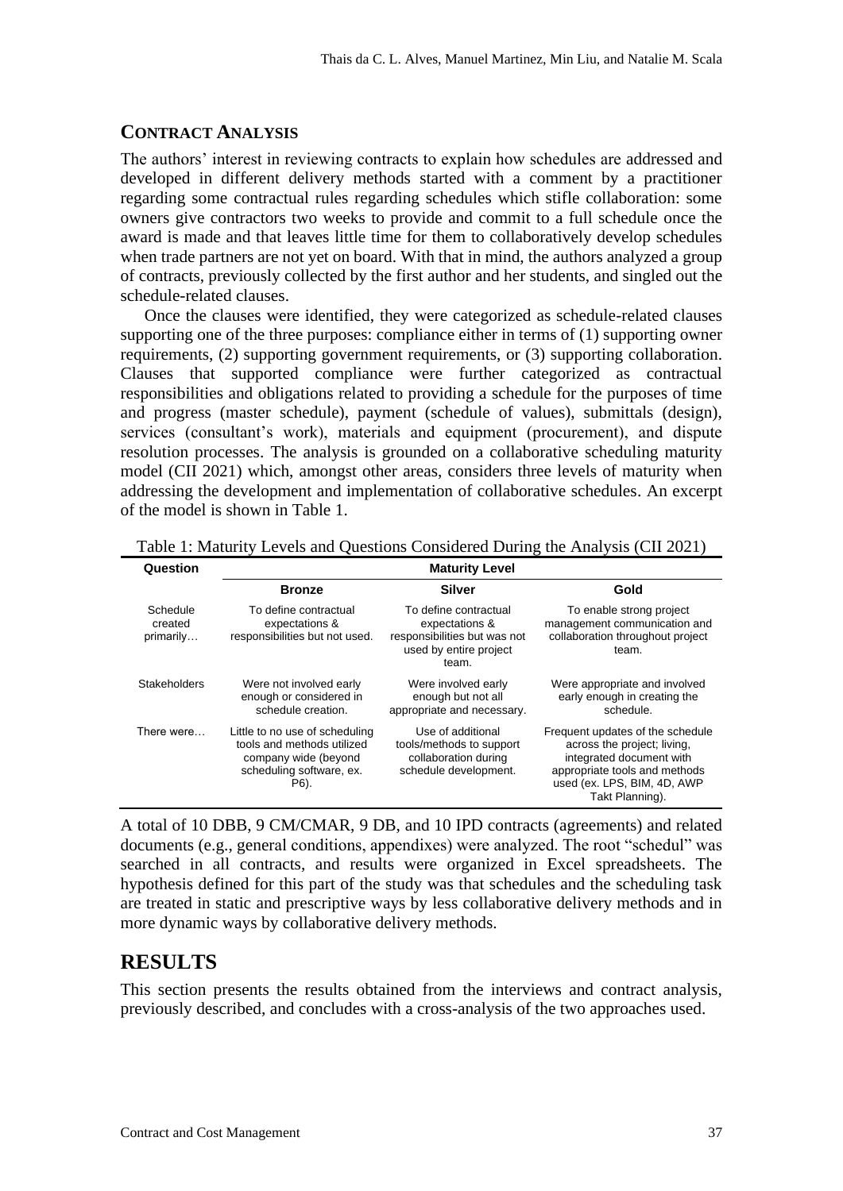## CONTRACT ANALYSIS

The authors' interest in reviewing contracts to explain how schedules are addressed and developed in different delivery methods started with a comment by a practitioner regarding some contractual rules regarding schedules which stifle collaboration: some owners give contractors two weeks to provide and commit to a full schedule once the award is made and that leaves little time for them to collaboratively develop schedules when trade partners are not yet on board. With that in mind, the authors analyzed a group of contracts, previously collected by the first author and her students, and singled out the schedule-related clauses.

Once the clauses were identified, they were categorized as schedule-related clauses supporting one of the three purposes: compliance either in terms of (1) supporting owner requirements, (2) supporting government requirements, or (3) supporting collaboration. Clauses that supported compliance were further categorized as contractual responsibilities and obligations related to providing a schedule for the purposes of time and progress (master schedule), payment (schedule of values), submittals (design), services (consultant's work), materials and equipment (procurement), and dispute resolution processes. The analysis is grounded on a collaborative scheduling maturity model (CII 2021) which, amongst other areas, considers three levels of maturity when addressing the development and implementation of collaborative schedules. An excerpt of the model is shown in Table 1.

Table 1: Maturity Levels and Questions Considered During the Analysis (CII 2021)

| Question | Maturity Level | | |
|---|---|---|---|
| | **Bronze** | **Silver** | **Gold** |
| Schedule created primarily… | To define contractual expectations & responsibilities but not used. | To define contractual expectations & responsibilities but was not used by entire project team. | To enable strong project management communication and collaboration throughout project team. |
| Stakeholders | Were not involved early enough or considered in schedule creation. | Were involved early enough but not all appropriate and necessary. | Were appropriate and involved early enough in creating the schedule. |
| There were… | Little to no use of scheduling tools and methods utilized company wide (beyond scheduling software, ex. P6). | Use of additional tools/methods to support collaboration during schedule development. | Frequent updates of the schedule across the project; living, integrated document with appropriate tools and methods used (ex. LPS, BIM, 4D, AWP Takt Planning). |

A total of 10 DBB, 9 CM/CMAR, 9 DB, and 10 IPD contracts (agreements) and related documents (e.g., general conditions, appendixes) were analyzed. The root "schedul" was searched in all contracts, and results were organized in Excel spreadsheets. The hypothesis defined for this part of the study was that schedules and the scheduling task are treated in static and prescriptive ways by less collaborative delivery methods and in more dynamic ways by collaborative delivery methods.

# RESULTS

This section presents the results obtained from the interviews and contract analysis, previously described, and concludes with a cross-analysis of the two approaches used.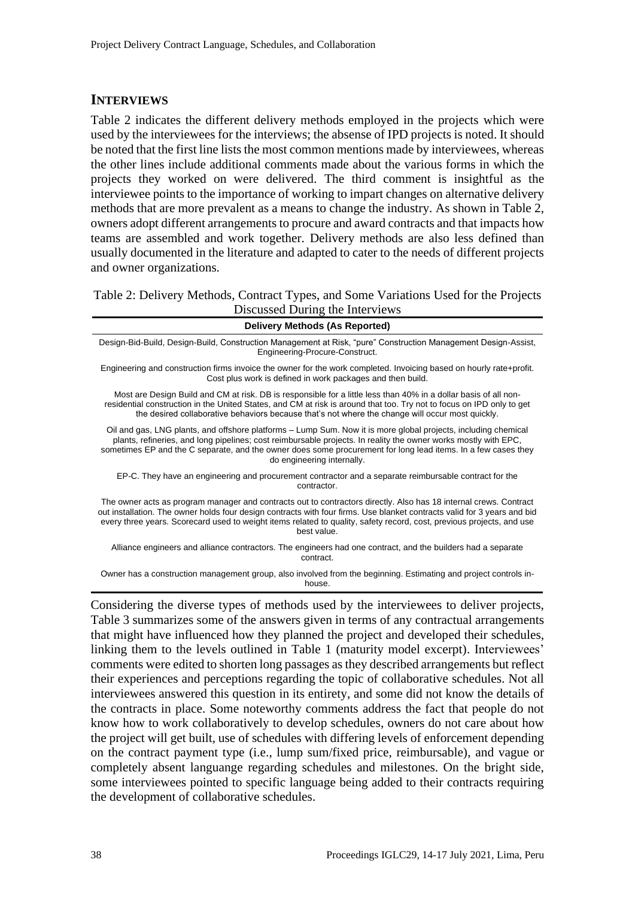## INTERVIEWS

Table 2 indicates the different delivery methods employed in the projects which were used by the interviewees for the interviews; the absense of IPD projects is noted. It should be noted that the first line lists the most common mentions made by interviewees, whereas the other lines include additional comments made about the various forms in which the projects they worked on were delivered. The third comment is insightful as the interviewee points to the importance of working to impart changes on alternative delivery methods that are more prevalent as a means to change the industry. As shown in Table 2, owners adopt different arrangements to procure and award contracts and that impacts how teams are assembled and work together. Delivery methods are also less defined than usually documented in the literature and adapted to cater to the needs of different projects and owner organizations.

Table 2: Delivery Methods, Contract Types, and Some Variations Used for the Projects Discussed During the Interviews

| Delivery Methods (As Reported) |
|---|
| Design-Bid-Build, Design-Build, Construction Management at Risk, "pure" Construction Management Design-Assist, Engineering-Procure-Construct. |
| Engineering and construction firms invoice the owner for the work completed. Invoicing based on hourly rate+profit. Cost plus work is defined in work packages and then build. |
| Most are Design Build and CM at risk. DB is responsible for a little less than 40% in a dollar basis of all non-residential construction in the United States, and CM at risk is around that too. Try not to focus on IPD only to get the desired collaborative behaviors because that's not where the change will occur most quickly. |
| Oil and gas, LNG plants, and offshore platforms – Lump Sum. Now it is more global projects, including chemical plants, refineries, and long pipelines; cost reimbursable projects. In reality the owner works mostly with EPC, sometimes EP and the C separate, and the owner does some procurement for long lead items. In a few cases they do engineering internally. |
| EP-C. They have an engineering and procurement contractor and a separate reimbursable contract for the contractor. |
| The owner acts as program manager and contracts out to contractors directly. Also has 18 internal crews. Contract out installation. The owner holds four design contracts with four firms. Use blanket contracts valid for 3 years and bid every three years. Scorecard used to weight items related to quality, safety record, cost, previous projects, and use best value. |
| Alliance engineers and alliance contractors. The engineers had one contract, and the builders had a separate contract. |
| Owner has a construction management group, also involved from the beginning. Estimating and project controls in-house. |

Considering the diverse types of methods used by the interviewees to deliver projects, Table 3 summarizes some of the answers given in terms of any contractual arrangements that might have influenced how they planned the project and developed their schedules, linking them to the levels outlined in Table 1 (maturity model excerpt). Interviewees' comments were edited to shorten long passages as they described arrangements but reflect their experiences and perceptions regarding the topic of collaborative schedules. Not all interviewees answered this question in its entirety, and some did not know the details of the contracts in place. Some noteworthy comments address the fact that people do not know how to work collaboratively to develop schedules, owners do not care about how the project will get built, use of schedules with differing levels of enforcement depending on the contract payment type (i.e., lump sum/fixed price, reimbursable), and vague or completely absent languange regarding schedules and milestones. On the bright side, some interviewees pointed to specific language being added to their contracts requiring the development of collaborative schedules.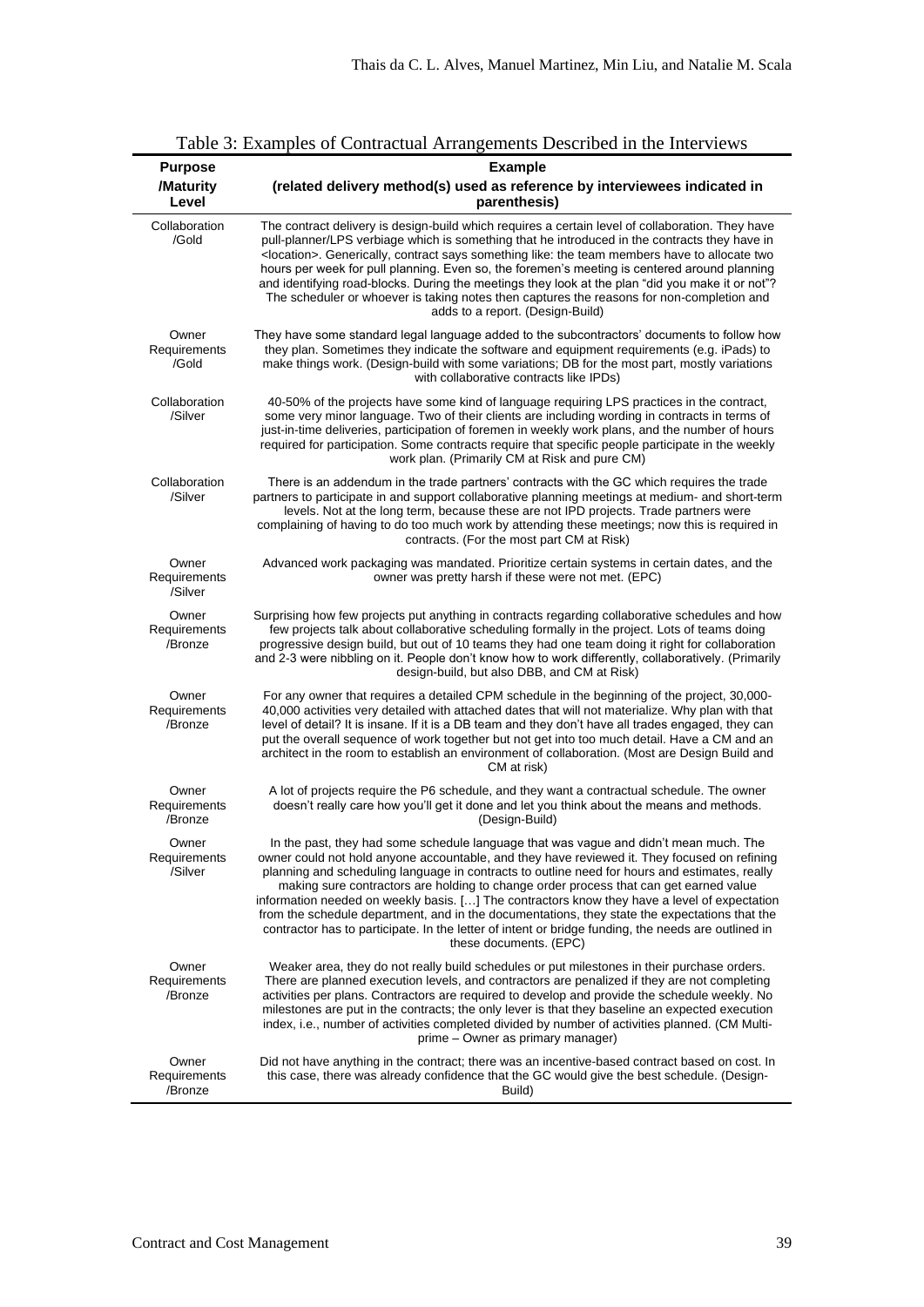Table 3: Examples of Contractual Arrangements Described in the Interviews

| Purpose /Maturity Level | Example (related delivery method(s) used as reference by interviewees indicated in parenthesis) |
|---|---|
| Collaboration /Gold | The contract delivery is design-build which requires a certain level of collaboration. They have pull-planner/LPS verbiage which is something that he introduced in the contracts they have in <location>. Generically, contract says something like: the team members have to allocate two hours per week for pull planning. Even so, the foremen's meeting is centered around planning and identifying road-blocks. During the meetings they look at the plan "did you make it or not"? The scheduler or whoever is taking notes then captures the reasons for non-completion and adds to a report. (Design-Build) |
| Owner Requirements /Gold | They have some standard legal language added to the subcontractors' documents to follow how they plan. Sometimes they indicate the software and equipment requirements (e.g. iPads) to make things work. (Design-build with some variations; DB for the most part, mostly variations with collaborative contracts like IPDs) |
| Collaboration /Silver | 40-50% of the projects have some kind of language requiring LPS practices in the contract, some very minor language. Two of their clients are including wording in contracts in terms of just-in-time deliveries, participation of foremen in weekly work plans, and the number of hours required for participation. Some contracts require that specific people participate in the weekly work plan. (Primarily CM at Risk and pure CM) |
| Collaboration /Silver | There is an addendum in the trade partners' contracts with the GC which requires the trade partners to participate in and support collaborative planning meetings at medium- and short-term levels. Not at the long term, because these are not IPD projects. Trade partners were complaining of having to do too much work by attending these meetings; now this is required in contracts. (For the most part CM at Risk) |
| Owner Requirements /Silver | Advanced work packaging was mandated. Prioritize certain systems in certain dates, and the owner was pretty harsh if these were not met. (EPC) |
| Owner Requirements /Bronze | Surprising how few projects put anything in contracts regarding collaborative schedules and how few projects talk about collaborative scheduling formally in the project. Lots of teams doing progressive design build, but out of 10 teams they had one team doing it right for collaboration and 2-3 were nibbling on it. People don't know how to work differently, collaboratively. (Primarily design-build, but also DBB, and CM at Risk) |
| Owner Requirements /Bronze | For any owner that requires a detailed CPM schedule in the beginning of the project, 30,000-40,000 activities very detailed with attached dates that will not materialize. Why plan with that level of detail? It is insane. If it is a DB team and they don't have all trades engaged, they can put the overall sequence of work together but not get into too much detail. Have a CM and an architect in the room to establish an environment of collaboration. (Most are Design Build and CM at risk) |
| Owner Requirements /Bronze | A lot of projects require the P6 schedule, and they want a contractual schedule. The owner doesn't really care how you'll get it done and let you think about the means and methods. (Design-Build) |
| Owner Requirements /Silver | In the past, they had some schedule language that was vague and didn't mean much. The owner could not hold anyone accountable, and they have reviewed it. They focused on refining planning and scheduling language in contracts to outline need for hours and estimates, really making sure contractors are holding to change order process that can get earned value information needed on weekly basis. […] The contractors know they have a level of expectation from the schedule department, and in the documentations, they state the expectations that the contractor has to participate. In the letter of intent or bridge funding, the needs are outlined in these documents. (EPC) |
| Owner Requirements /Bronze | Weaker area, they do not really build schedules or put milestones in their purchase orders. There are planned execution levels, and contractors are penalized if they are not completing activities per plans. Contractors are required to develop and provide the schedule weekly. No milestones are put in the contracts; the only lever is that they baseline an expected execution index, i.e., number of activities completed divided by number of activities planned. (CM Multi-prime – Owner as primary manager) |
| Owner Requirements /Bronze | Did not have anything in the contract; there was an incentive-based contract based on cost. In this case, there was already confidence that the GC would give the best schedule. (Design-Build) |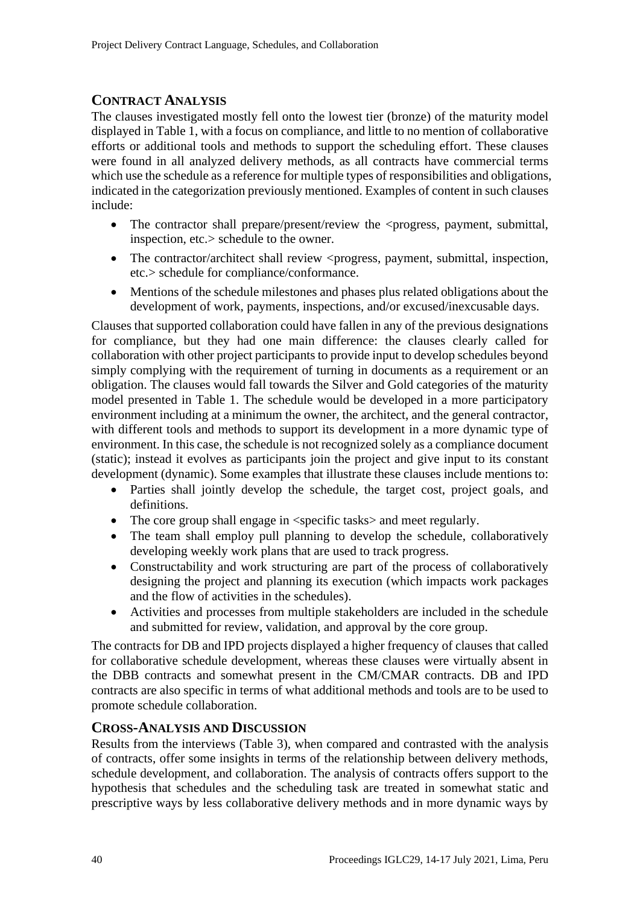## CONTRACT ANALYSIS

The clauses investigated mostly fell onto the lowest tier (bronze) of the maturity model displayed in Table 1, with a focus on compliance, and little to no mention of collaborative efforts or additional tools and methods to support the scheduling effort. These clauses were found in all analyzed delivery methods, as all contracts have commercial terms which use the schedule as a reference for multiple types of responsibilities and obligations, indicated in the categorization previously mentioned. Examples of content in such clauses include:

- The contractor shall prepare/present/review the <progress, payment, submittal, inspection, etc.> schedule to the owner.
- The contractor/architect shall review <progress, payment, submittal, inspection, etc.> schedule for compliance/conformance.
- Mentions of the schedule milestones and phases plus related obligations about the development of work, payments, inspections, and/or excused/inexcusable days.

Clauses that supported collaboration could have fallen in any of the previous designations for compliance, but they had one main difference: the clauses clearly called for collaboration with other project participants to provide input to develop schedules beyond simply complying with the requirement of turning in documents as a requirement or an obligation. The clauses would fall towards the Silver and Gold categories of the maturity model presented in Table 1. The schedule would be developed in a more participatory environment including at a minimum the owner, the architect, and the general contractor, with different tools and methods to support its development in a more dynamic type of environment. In this case, the schedule is not recognized solely as a compliance document (static); instead it evolves as participants join the project and give input to its constant development (dynamic). Some examples that illustrate these clauses include mentions to:

- Parties shall jointly develop the schedule, the target cost, project goals, and definitions.
- The core group shall engage in <specific tasks> and meet regularly.
- The team shall employ pull planning to develop the schedule, collaboratively developing weekly work plans that are used to track progress.
- Constructability and work structuring are part of the process of collaboratively designing the project and planning its execution (which impacts work packages and the flow of activities in the schedules).
- Activities and processes from multiple stakeholders are included in the schedule and submitted for review, validation, and approval by the core group.

The contracts for DB and IPD projects displayed a higher frequency of clauses that called for collaborative schedule development, whereas these clauses were virtually absent in the DBB contracts and somewhat present in the CM/CMAR contracts. DB and IPD contracts are also specific in terms of what additional methods and tools are to be used to promote schedule collaboration.

## CROSS-ANALYSIS AND DISCUSSION

Results from the interviews (Table 3), when compared and contrasted with the analysis of contracts, offer some insights in terms of the relationship between delivery methods, schedule development, and collaboration. The analysis of contracts offers support to the hypothesis that schedules and the scheduling task are treated in somewhat static and prescriptive ways by less collaborative delivery methods and in more dynamic ways by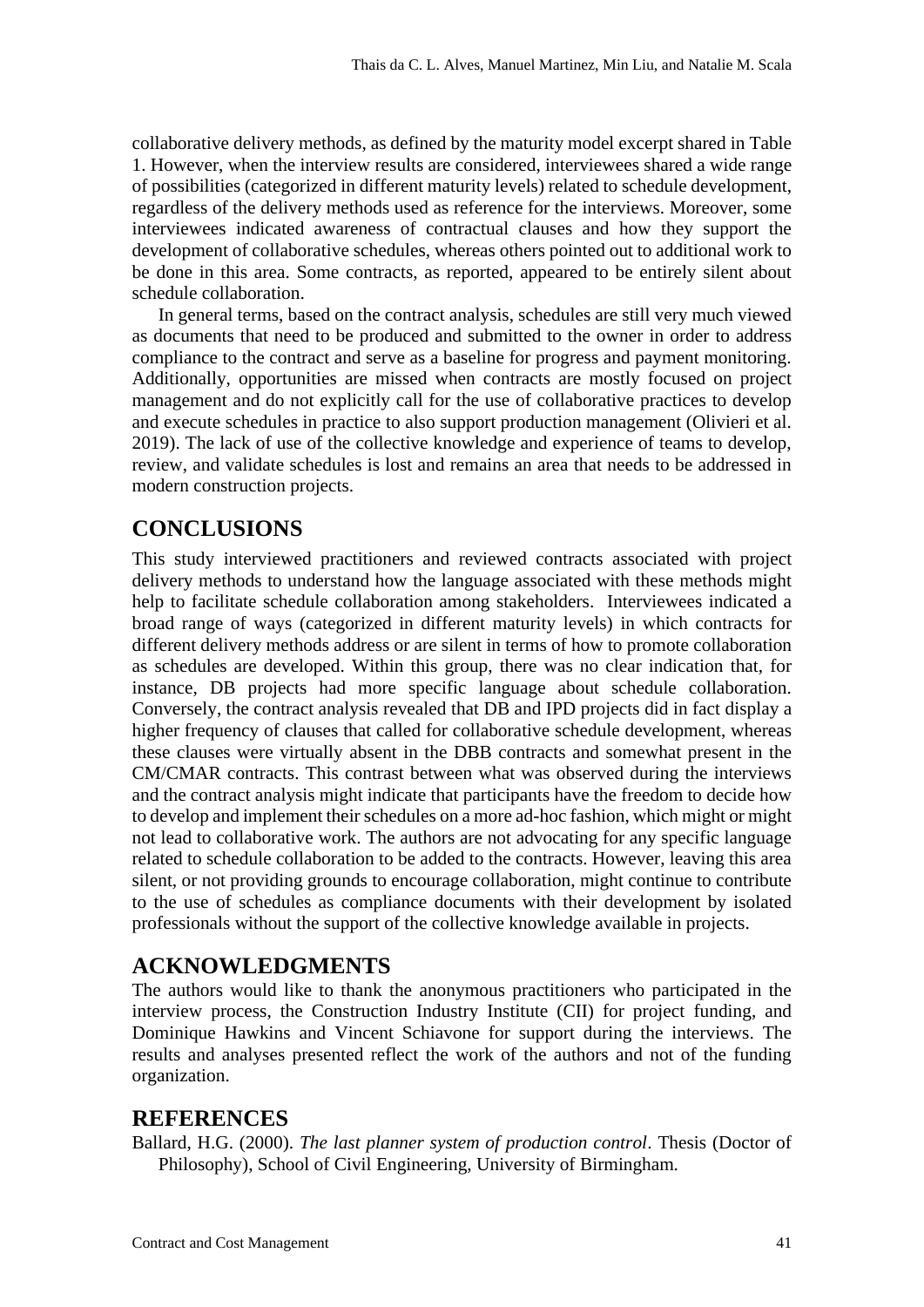collaborative delivery methods, as defined by the maturity model excerpt shared in Table 1. However, when the interview results are considered, interviewees shared a wide range of possibilities (categorized in different maturity levels) related to schedule development, regardless of the delivery methods used as reference for the interviews. Moreover, some interviewees indicated awareness of contractual clauses and how they support the development of collaborative schedules, whereas others pointed out to additional work to be done in this area. Some contracts, as reported, appeared to be entirely silent about schedule collaboration.

In general terms, based on the contract analysis, schedules are still very much viewed as documents that need to be produced and submitted to the owner in order to address compliance to the contract and serve as a baseline for progress and payment monitoring. Additionally, opportunities are missed when contracts are mostly focused on project management and do not explicitly call for the use of collaborative practices to develop and execute schedules in practice to also support production management (Olivieri et al. 2019). The lack of use of the collective knowledge and experience of teams to develop, review, and validate schedules is lost and remains an area that needs to be addressed in modern construction projects.

## CONCLUSIONS

This study interviewed practitioners and reviewed contracts associated with project delivery methods to understand how the language associated with these methods might help to facilitate schedule collaboration among stakeholders. Interviewees indicated a broad range of ways (categorized in different maturity levels) in which contracts for different delivery methods address or are silent in terms of how to promote collaboration as schedules are developed. Within this group, there was no clear indication that, for instance, DB projects had more specific language about schedule collaboration. Conversely, the contract analysis revealed that DB and IPD projects did in fact display a higher frequency of clauses that called for collaborative schedule development, whereas these clauses were virtually absent in the DBB contracts and somewhat present in the CM/CMAR contracts. This contrast between what was observed during the interviews and the contract analysis might indicate that participants have the freedom to decide how to develop and implement their schedules on a more ad-hoc fashion, which might or might not lead to collaborative work. The authors are not advocating for any specific language related to schedule collaboration to be added to the contracts. However, leaving this area silent, or not providing grounds to encourage collaboration, might continue to contribute to the use of schedules as compliance documents with their development by isolated professionals without the support of the collective knowledge available in projects.

## ACKNOWLEDGMENTS

The authors would like to thank the anonymous practitioners who participated in the interview process, the Construction Industry Institute (CII) for project funding, and Dominique Hawkins and Vincent Schiavone for support during the interviews. The results and analyses presented reflect the work of the authors and not of the funding organization.

## REFERENCES

Ballard, H.G. (2000). *The last planner system of production control*. Thesis (Doctor of Philosophy), School of Civil Engineering, University of Birmingham.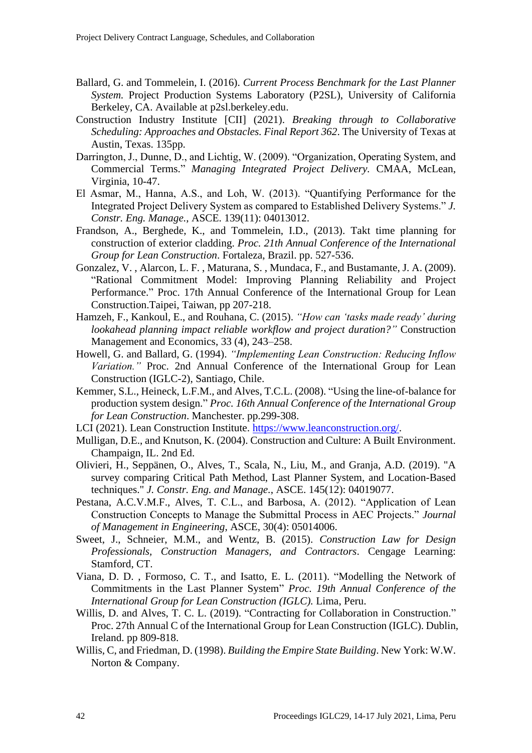Ballard, G. and Tommelein, I. (2016). *Current Process Benchmark for the Last Planner System.* Project Production Systems Laboratory (P2SL), University of California Berkeley, CA. Available at p2sl.berkeley.edu.

Construction Industry Institute [CII] (2021). *Breaking through to Collaborative Scheduling: Approaches and Obstacles. Final Report 362*. The University of Texas at Austin, Texas. 135pp.

Darrington, J., Dunne, D., and Lichtig, W. (2009). "Organization, Operating System, and Commercial Terms." *Managing Integrated Project Delivery.* CMAA, McLean, Virginia, 10-47.

El Asmar, M., Hanna, A.S., and Loh, W. (2013). "Quantifying Performance for the Integrated Project Delivery System as compared to Established Delivery Systems." *J. Constr. Eng. Manage.*, ASCE. 139(11): 04013012.

Frandson, A., Berghede, K., and Tommelein, I.D., (2013). Takt time planning for construction of exterior cladding. *Proc. 21th Annual Conference of the International Group for Lean Construction.* Fortaleza, Brazil. pp. 527-536.

Gonzalez, V. , Alarcon, L. F. , Maturana, S. , Mundaca, F., and Bustamante, J. A. (2009). "Rational Commitment Model: Improving Planning Reliability and Project Performance." Proc. 17th Annual Conference of the International Group for Lean Construction.Taipei, Taiwan, pp 207-218.

Hamzeh, F., Kankoul, E., and Rouhana, C. (2015). *"How can 'tasks made ready' during lookahead planning impact reliable workflow and project duration?"* Construction Management and Economics, 33 (4), 243–258.

Howell, G. and Ballard, G. (1994). *"Implementing Lean Construction: Reducing Inflow Variation."* Proc. 2nd Annual Conference of the International Group for Lean Construction (IGLC-2), Santiago, Chile.

Kemmer, S.L., Heineck, L.F.M., and Alves, T.C.L. (2008). "Using the line-of-balance for production system design." *Proc. 16th Annual Conference of the International Group for Lean Construction*. Manchester. pp.299-308.

LCI (2021). Lean Construction Institute. https://www.leanconstruction.org/.

Mulligan, D.E., and Knutson, K. (2004). Construction and Culture: A Built Environment. Champaign, IL. 2nd Ed.

Olivieri, H., Seppänen, O., Alves, T., Scala, N., Liu, M., and Granja, A.D. (2019). "A survey comparing Critical Path Method, Last Planner System, and Location-Based techniques." *J. Constr. Eng. and Manage.*, ASCE. 145(12): 04019077.

Pestana, A.C.V.M.F., Alves, T. C.L., and Barbosa, A. (2012). "Application of Lean Construction Concepts to Manage the Submittal Process in AEC Projects." *Journal of Management in Engineering*, ASCE, 30(4): 05014006.

Sweet, J., Schneier, M.M., and Wentz, B. (2015). *Construction Law for Design Professionals, Construction Managers, and Contractors*. Cengage Learning: Stamford, CT.

Viana, D. D. , Formoso, C. T., and Isatto, E. L. (2011). "Modelling the Network of Commitments in the Last Planner System" *Proc. 19th Annual Conference of the International Group for Lean Construction (IGLC).* Lima, Peru.

Willis, D. and Alves, T. C. L. (2019). "Contracting for Collaboration in Construction." Proc. 27th Annual C of the International Group for Lean Construction (IGLC). Dublin, Ireland. pp 809-818.

Willis, C, and Friedman, D. (1998). *Building the Empire State Building*. New York: W.W. Norton & Company.